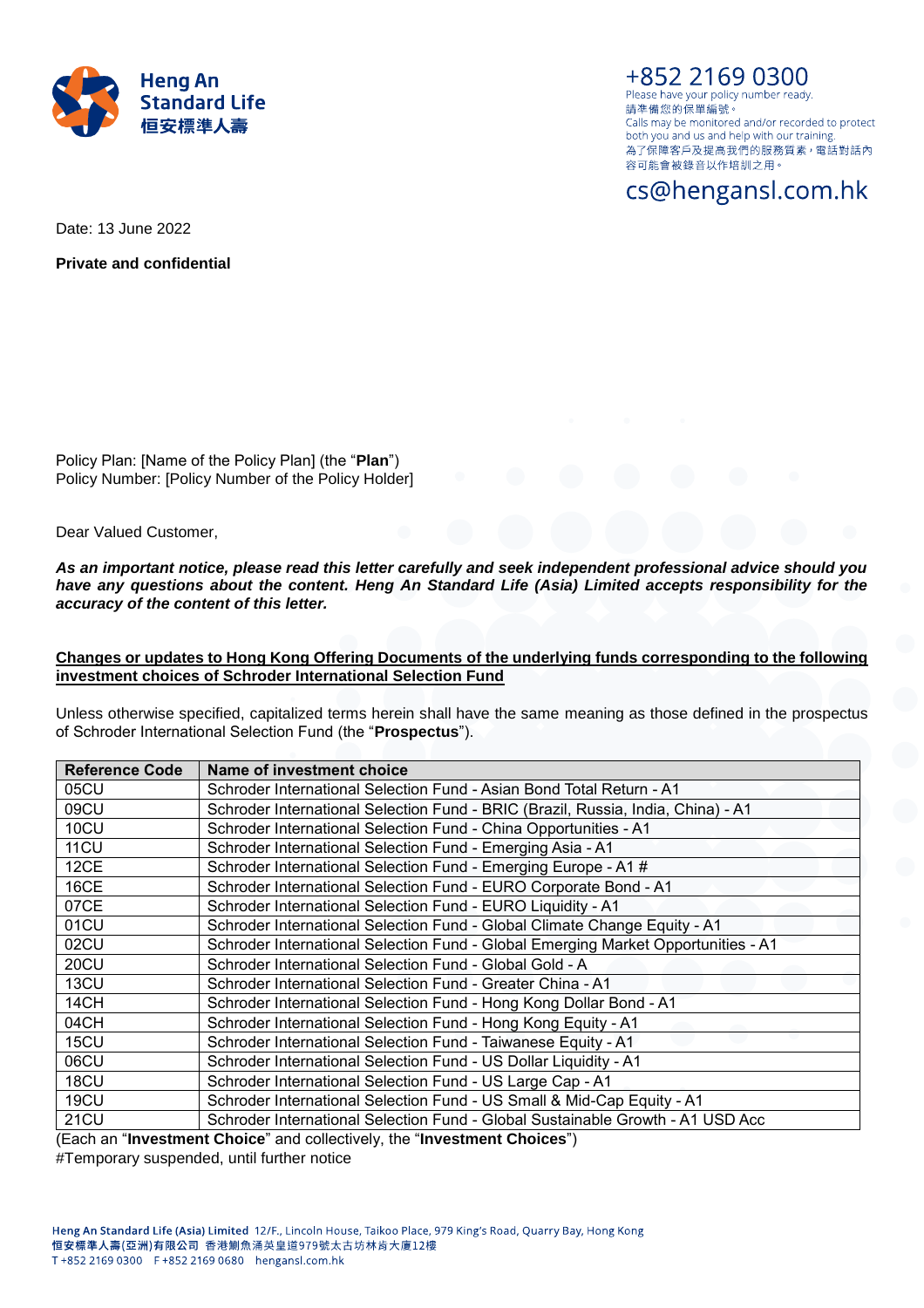Heng An Standard Life
恒安標準人壽

+852 2169 0300
Please have your policy number ready.
請準備您的保單編號。
Calls may be monitored and/or recorded to protect both you and us and help with our training.
為了保障客戶及提高我們的服務質素，電話對話內容可能會被錄音以作培訓之用。

cs@hengansl.com.hk

Date: 13 June 2022

**Private and confidential**

Policy Plan: [Name of the Policy Plan] (the "**Plan**")
Policy Number: [Policy Number of the Policy Holder]

Dear Valued Customer,

***As an important notice, please read this letter carefully and seek independent professional advice should you have any questions about the content. Heng An Standard Life (Asia) Limited accepts responsibility for the accuracy of the content of this letter.***

**<u>Changes or updates to Hong Kong Offering Documents of the underlying funds corresponding to the following investment choices of Schroder International Selection Fund</u>**

Unless otherwise specified, capitalized terms herein shall have the same meaning as those defined in the prospectus of Schroder International Selection Fund (the "**Prospectus**").

| Reference Code | Name of investment choice |
|---|---|
| 05CU | Schroder International Selection Fund - Asian Bond Total Return - A1 |
| 09CU | Schroder International Selection Fund - BRIC (Brazil, Russia, India, China) - A1 |
| 10CU | Schroder International Selection Fund - China Opportunities - A1 |
| 11CU | Schroder International Selection Fund - Emerging Asia - A1 |
| 12CE | Schroder International Selection Fund - Emerging Europe - A1 # |
| 16CE | Schroder International Selection Fund - EURO Corporate Bond - A1 |
| 07CE | Schroder International Selection Fund - EURO Liquidity - A1 |
| 01CU | Schroder International Selection Fund - Global Climate Change Equity - A1 |
| 02CU | Schroder International Selection Fund - Global Emerging Market Opportunities - A1 |
| 20CU | Schroder International Selection Fund - Global Gold - A |
| 13CU | Schroder International Selection Fund - Greater China - A1 |
| 14CH | Schroder International Selection Fund - Hong Kong Dollar Bond - A1 |
| 04CH | Schroder International Selection Fund - Hong Kong Equity - A1 |
| 15CU | Schroder International Selection Fund - Taiwanese Equity - A1 |
| 06CU | Schroder International Selection Fund - US Dollar Liquidity - A1 |
| 18CU | Schroder International Selection Fund - US Large Cap - A1 |
| 19CU | Schroder International Selection Fund - US Small & Mid-Cap Equity - A1 |
| 21CU | Schroder International Selection Fund - Global Sustainable Growth - A1 USD Acc |

(Each an "**Investment Choice**" and collectively, the "**Investment Choices**")
#Temporary suspended, until further notice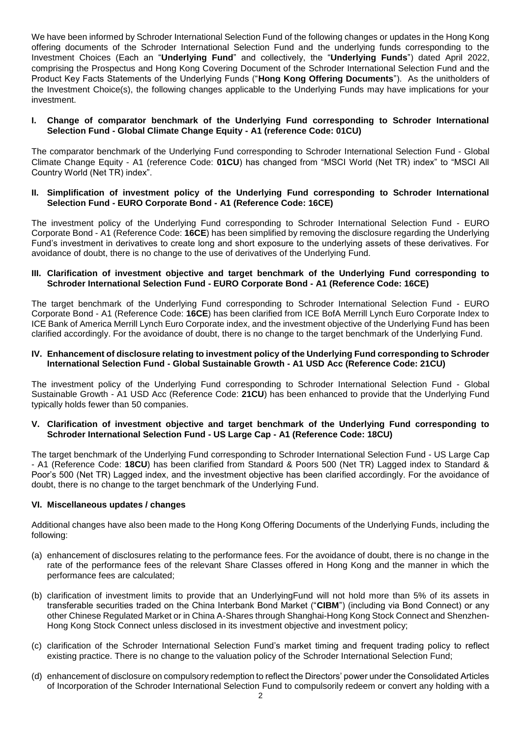We have been informed by Schroder International Selection Fund of the following changes or updates in the Hong Kong offering documents of the Schroder International Selection Fund and the underlying funds corresponding to the Investment Choices (Each an "**Underlying Fund**" and collectively, the "**Underlying Funds**") dated April 2022, comprising the Prospectus and Hong Kong Covering Document of the Schroder International Selection Fund and the Product Key Facts Statements of the Underlying Funds ("**Hong Kong Offering Documents**"). As the unitholders of the Investment Choice(s), the following changes applicable to the Underlying Funds may have implications for your investment.

### I. Change of comparator benchmark of the Underlying Fund corresponding to Schroder International Selection Fund - Global Climate Change Equity - A1 (reference Code: 01CU)

The comparator benchmark of the Underlying Fund corresponding to Schroder International Selection Fund - Global Climate Change Equity - A1 (reference Code: **01CU**) has changed from "MSCI World (Net TR) index" to "MSCI All Country World (Net TR) index".

### II. Simplification of investment policy of the Underlying Fund corresponding to Schroder International Selection Fund - EURO Corporate Bond - A1 (Reference Code: 16CE)

The investment policy of the Underlying Fund corresponding to Schroder International Selection Fund - EURO Corporate Bond - A1 (Reference Code: **16CE**) has been simplified by removing the disclosure regarding the Underlying Fund's investment in derivatives to create long and short exposure to the underlying assets of these derivatives. For avoidance of doubt, there is no change to the use of derivatives of the Underlying Fund.

### III. Clarification of investment objective and target benchmark of the Underlying Fund corresponding to Schroder International Selection Fund - EURO Corporate Bond - A1 (Reference Code: 16CE)

The target benchmark of the Underlying Fund corresponding to Schroder International Selection Fund - EURO Corporate Bond - A1 (Reference Code: **16CE**) has been clarified from ICE BofA Merrill Lynch Euro Corporate Index to ICE Bank of America Merrill Lynch Euro Corporate index, and the investment objective of the Underlying Fund has been clarified accordingly. For the avoidance of doubt, there is no change to the target benchmark of the Underlying Fund.

### IV. Enhancement of disclosure relating to investment policy of the Underlying Fund corresponding to Schroder International Selection Fund - Global Sustainable Growth - A1 USD Acc (Reference Code: 21CU)

The investment policy of the Underlying Fund corresponding to Schroder International Selection Fund - Global Sustainable Growth - A1 USD Acc (Reference Code: **21CU**) has been enhanced to provide that the Underlying Fund typically holds fewer than 50 companies.

### V. Clarification of investment objective and target benchmark of the Underlying Fund corresponding to Schroder International Selection Fund - US Large Cap - A1 (Reference Code: 18CU)

The target benchmark of the Underlying Fund corresponding to Schroder International Selection Fund - US Large Cap - A1 (Reference Code: **18CU**) has been clarified from Standard & Poors 500 (Net TR) Lagged index to Standard & Poor's 500 (Net TR) Lagged index, and the investment objective has been clarified accordingly. For the avoidance of doubt, there is no change to the target benchmark of the Underlying Fund.

### VI. Miscellaneous updates / changes

Additional changes have also been made to the Hong Kong Offering Documents of the Underlying Funds, including the following:

(a) enhancement of disclosures relating to the performance fees. For the avoidance of doubt, there is no change in the rate of the performance fees of the relevant Share Classes offered in Hong Kong and the manner in which the performance fees are calculated;

(b) clarification of investment limits to provide that an UnderlyingFund will not hold more than 5% of its assets in transferable securities traded on the China Interbank Bond Market ("**CIBM**") (including via Bond Connect) or any other Chinese Regulated Market or in China A-Shares through Shanghai-Hong Kong Stock Connect and Shenzhen-Hong Kong Stock Connect unless disclosed in its investment objective and investment policy;

(c) clarification of the Schroder International Selection Fund's market timing and frequent trading policy to reflect existing practice. There is no change to the valuation policy of the Schroder International Selection Fund;

(d) enhancement of disclosure on compulsory redemption to reflect the Directors' power under the Consolidated Articles of Incorporation of the Schroder International Selection Fund to compulsorily redeem or convert any holding with a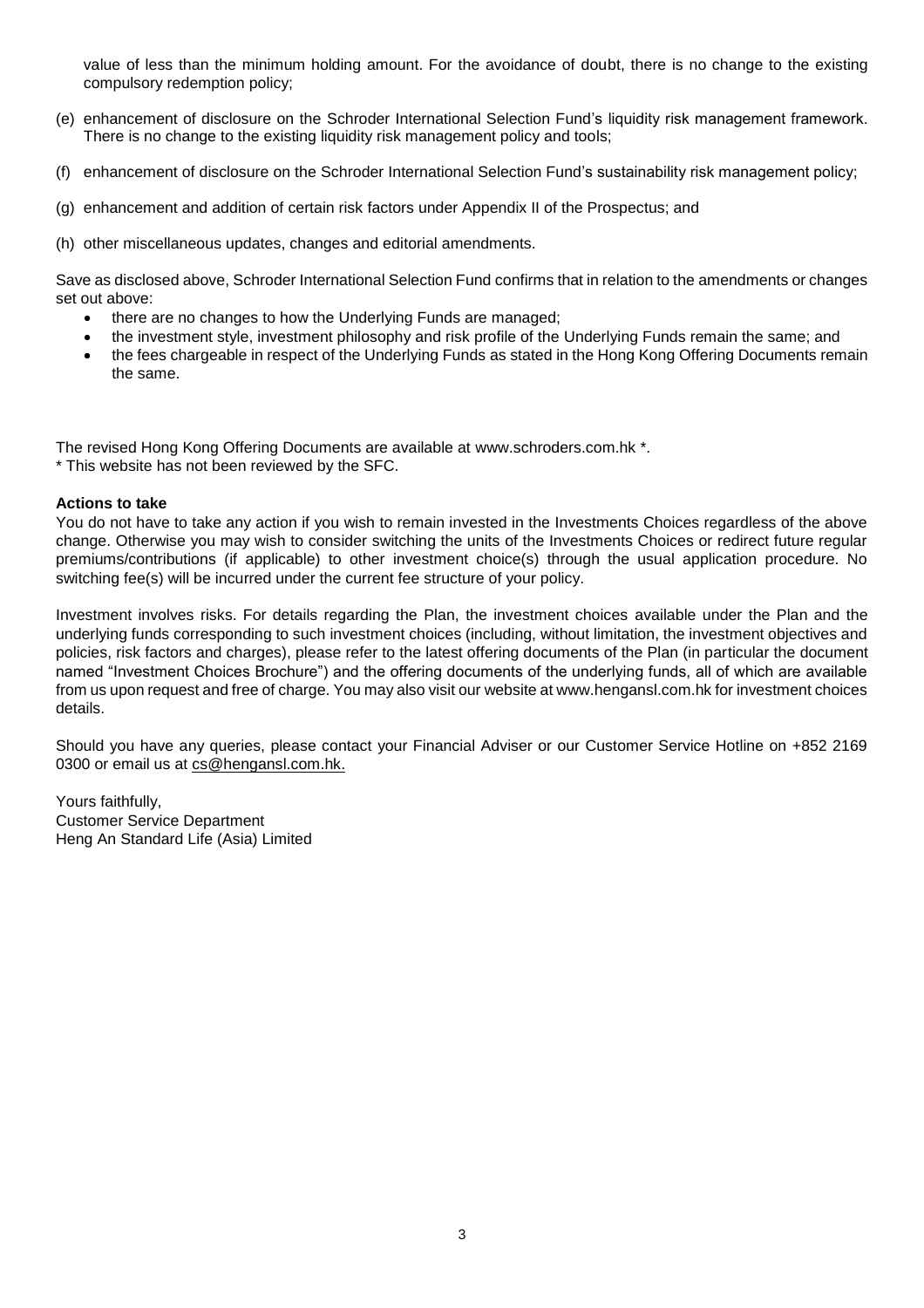value of less than the minimum holding amount. For the avoidance of doubt, there is no change to the existing compulsory redemption policy;

(e) enhancement of disclosure on the Schroder International Selection Fund's liquidity risk management framework. There is no change to the existing liquidity risk management policy and tools;

(f) enhancement of disclosure on the Schroder International Selection Fund's sustainability risk management policy;

(g) enhancement and addition of certain risk factors under Appendix II of the Prospectus; and

(h) other miscellaneous updates, changes and editorial amendments.

Save as disclosed above, Schroder International Selection Fund confirms that in relation to the amendments or changes set out above:

- there are no changes to how the Underlying Funds are managed;
- the investment style, investment philosophy and risk profile of the Underlying Funds remain the same; and
- the fees chargeable in respect of the Underlying Funds as stated in the Hong Kong Offering Documents remain the same.

The revised Hong Kong Offering Documents are available at www.schroders.com.hk *.
* This website has not been reviewed by the SFC.

**Actions to take**

You do not have to take any action if you wish to remain invested in the Investments Choices regardless of the above change. Otherwise you may wish to consider switching the units of the Investments Choices or redirect future regular premiums/contributions (if applicable) to other investment choice(s) through the usual application procedure. No switching fee(s) will be incurred under the current fee structure of your policy.

Investment involves risks. For details regarding the Plan, the investment choices available under the Plan and the underlying funds corresponding to such investment choices (including, without limitation, the investment objectives and policies, risk factors and charges), please refer to the latest offering documents of the Plan (in particular the document named "Investment Choices Brochure") and the offering documents of the underlying funds, all of which are available from us upon request and free of charge. You may also visit our website at www.hengansl.com.hk for investment choices details.

Should you have any queries, please contact your Financial Adviser or our Customer Service Hotline on +852 2169 0300 or email us at cs@hengansl.com.hk.

Yours faithfully,
Customer Service Department
Heng An Standard Life (Asia) Limited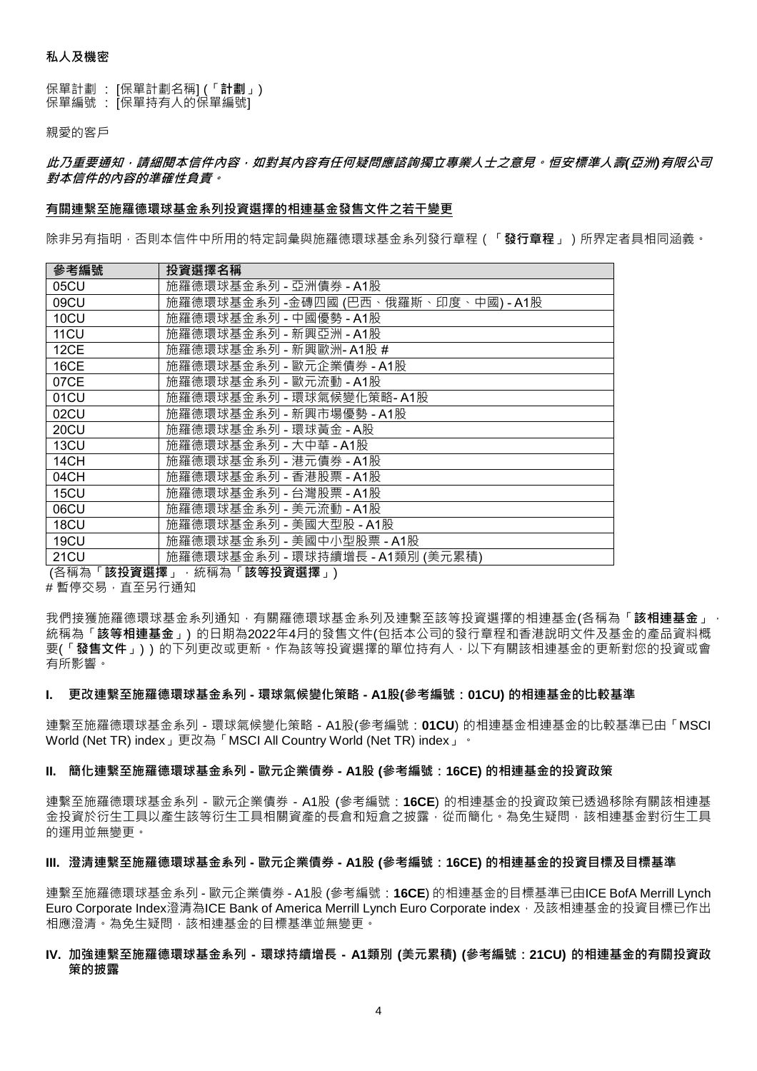**私人及機密**

保單計劃 ： [保單計劃名稱] (「**計劃**」)
保單編號 ： [保單持有人的保單編號]

親愛的客戶

***此乃重要通知，請細閱本信件內容，如對其內容有任何疑問應諮詢獨立專業人士之意見。恒安標準人壽(亞洲)有限公司對本信件的內容的準確性負責。***

**有關連繫至施羅德環球基金系列投資選擇的相連基金發售文件之若干變更**

除非另有指明，否則本信件中所用的特定詞彙與施羅德環球基金系列發行章程（「**發行章程**」）所界定者具相同涵義。

| 參考編號 | 投資選擇名稱 |
|---|---|
| 05CU | 施羅德環球基金系列 - 亞洲債券 - A1股 |
| 09CU | 施羅德環球基金系列 -金磚四國 (巴西、俄羅斯、印度、中國) - A1股 |
| 10CU | 施羅德環球基金系列 - 中國優勢 - A1股 |
| 11CU | 施羅德環球基金系列 - 新興亞洲 - A1股 |
| 12CE | 施羅德環球基金系列 - 新興歐洲- A1股 # |
| 16CE | 施羅德環球基金系列 - 歐元企業債券 - A1股 |
| 07CE | 施羅德環球基金系列 - 歐元流動 - A1股 |
| 01CU | 施羅德環球基金系列 - 環球氣候變化策略- A1股 |
| 02CU | 施羅德環球基金系列 - 新興市場優勢 - A1股 |
| 20CU | 施羅德環球基金系列 - 環球黃金 - A股 |
| 13CU | 施羅德環球基金系列 - 大中華 - A1股 |
| 14CH | 施羅德環球基金系列 - 港元債券 - A1股 |
| 04CH | 施羅德環球基金系列 - 香港股票 - A1股 |
| 15CU | 施羅德環球基金系列 - 台灣股票 - A1股 |
| 06CU | 施羅德環球基金系列 - 美元流動 - A1股 |
| 18CU | 施羅德環球基金系列 - 美國大型股 - A1股 |
| 19CU | 施羅德環球基金系列 - 美國中小型股票 - A1股 |
| 21CU | 施羅德環球基金系列 - 環球持續增長 - A1類別 (美元累積) |

(各稱為「**該投資選擇**」，統稱為「**該等投資選擇**」)
# 暫停交易，直至另行通知

我們接獲施羅德環球基金系列通知，有關羅德環球基金系列及連繫至該等投資選擇的相連基金(各稱為「**該相連基金**」，統稱為「**該等相連基金**」) 的日期為2022年4月的發售文件(包括本公司的發行章程和香港說明文件及基金的產品資料概要(「**發售文件**」)) 的下列更改或更新。作為該等投資選擇的單位持有人，以下有關該相連基金的更新對您的投資或會有所影響。

**I. 更改連繫至施羅德環球基金系列 - 環球氣候變化策略 - A1股(參考編號：01CU) 的相連基金的比較基準**

連繫至施羅德環球基金系列 - 環球氣候變化策略 - A1股(參考編號：**01CU**) 的相連基金相連基金的比較基準已由「MSCI World (Net TR) index」更改為「MSCI All Country World (Net TR) index」。

**II. 簡化連繫至施羅德環球基金系列 - 歐元企業債券 - A1股 (參考編號：16CE) 的相連基金的投資政策**

連繫至施羅德環球基金系列 - 歐元企業債券 - A1股 (參考編號：**16CE**) 的相連基金的投資政策已透過移除有關該相連基金投資於衍生工具以產生該等衍生工具相關資產的長倉和短倉之披露，從而簡化。為免生疑問，該相連基金對衍生工具的運用並無變更。

**III. 澄清連繫至施羅德環球基金系列 - 歐元企業債券 - A1股 (參考編號：16CE) 的相連基金的投資目標及目標基準**

連繫至施羅德環球基金系列 - 歐元企業債券 - A1股 (參考編號：**16CE**) 的相連基金的目標基準已由ICE BofA Merrill Lynch Euro Corporate Index澄清為ICE Bank of America Merrill Lynch Euro Corporate index，及該相連基金的投資目標已作出相應澄清。為免生疑問，該相連基金的目標基準並無變更。

**IV. 加強連繫至施羅德環球基金系列 - 環球持續增長 - A1類別 (美元累積) (參考編號：21CU) 的相連基金的有關投資政策的披露**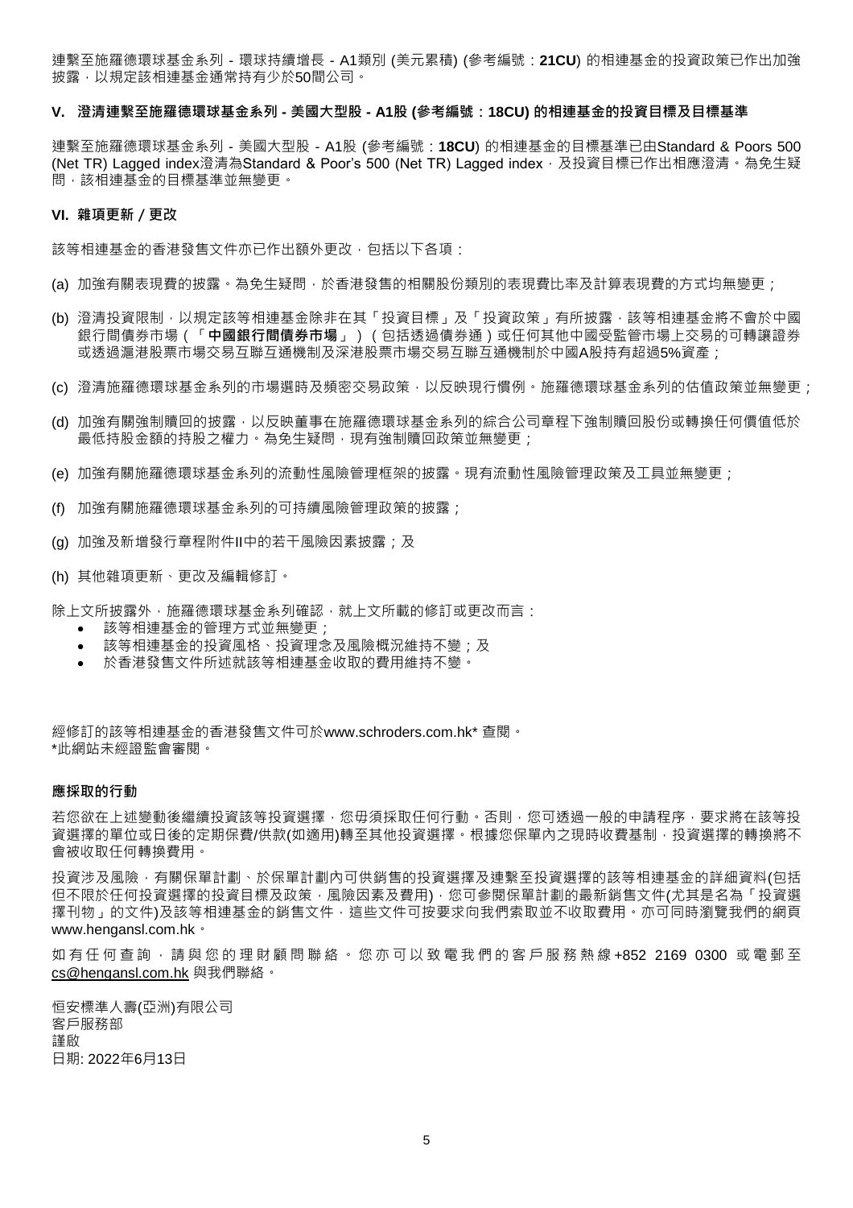連繫至施羅德環球基金系列 - 環球持續增長 - A1類別 (美元累積) (參考編號：**21CU**) 的相連基金的投資政策已作出加強披露，以規定該相連基金通常持有少於50間公司。

## V. 澄清連繫至施羅德環球基金系列 - 美國大型股 - A1股 (參考編號：18CU) 的相連基金的投資目標及目標基準

連繫至施羅德環球基金系列 - 美國大型股 - A1股 (參考編號：**18CU**) 的相連基金的目標基準已由Standard & Poors 500 (Net TR) Lagged index澄清為Standard & Poor's 500 (Net TR) Lagged index，及投資目標已作出相應澄清。為免生疑問，該相連基金的目標基準並無變更。

## VI. 雜項更新 / 更改

該等相連基金的香港發售文件亦已作出額外更改，包括以下各項：

(a) 加強有關表現費的披露。為免生疑問，於香港發售的相關股份類別的表現費比率及計算表現費的方式均無變更；

(b) 澄清投資限制，以規定該等相連基金除非在其「投資目標」及「投資政策」有所披露，該等相連基金將不會於中國銀行間債券市場（「**中國銀行間債券市場**」）（包括透過債券通）或任何其他中國受監管市場上交易的可轉讓證券或透過滬港股票市場交易互聯互通機制及深港股票市場交易互聯互通機制於中國A股持有超過5%資產；

(c) 澄清施羅德環球基金系列的市場選時及頻密交易政策，以反映現行慣例。施羅德環球基金系列的估值政策並無變更；

(d) 加強有關強制贖回的披露，以反映董事在施羅德環球基金系列的綜合公司章程下強制贖回股份或轉換任何價值低於最低持股金額的持股之權力。為免生疑問，現有強制贖回政策並無變更；

(e) 加強有關施羅德環球基金系列的流動性風險管理框架的披露。現有流動性風險管理政策及工具並無變更；

(f) 加強有關施羅德環球基金系列的可持續風險管理政策的披露；

(g) 加強及新增發行章程附件II中的若干風險因素披露；及

(h) 其他雜項更新、更改及編輯修訂。

除上文所披露外，施羅德環球基金系列確認，就上文所載的修訂或更改而言：

- 該等相連基金的管理方式並無變更；
- 該等相連基金的投資風格、投資理念及風險概況維持不變；及
- 於香港發售文件所述就該等相連基金收取的費用維持不變。

經修訂的該等相連基金的香港發售文件可於www.schroders.com.hk* 查閱。
*此網站未經證監會審閱。

## 應採取的行動

若您欲在上述變動後繼續投資該等投資選擇，您毋須採取任何行動。否則，您可透過一般的申請程序，要求將在該等投資選擇的單位或日後的定期保費/供款(如適用)轉至其他投資選擇。根據您保單內之現時收費基制，投資選擇的轉換將不會被收取任何轉換費用。

投資涉及風險，有關保單計劃、於保單計劃內可供銷售的投資選擇及連繫至投資選擇的該等相連基金的詳細資料(包括但不限於任何投資選擇的投資目標及政策，風險因素及費用)，您可參閱保單計劃的最新銷售文件(尤其是名為「投資選擇刊物」的文件)及該等相連基金的銷售文件，這些文件可按要求向我們索取並不收取費用。亦可同時瀏覽我們的網頁www.hengansl.com.hk。

如有任何查詢，請與您的理財顧問聯絡。您亦可以致電我們的客戶服務熱線+852 2169 0300 或電郵至cs@hengansl.com.hk 與我們聯絡。

恒安標準人壽(亞洲)有限公司
客戶服務部
謹啟
日期: 2022年6月13日